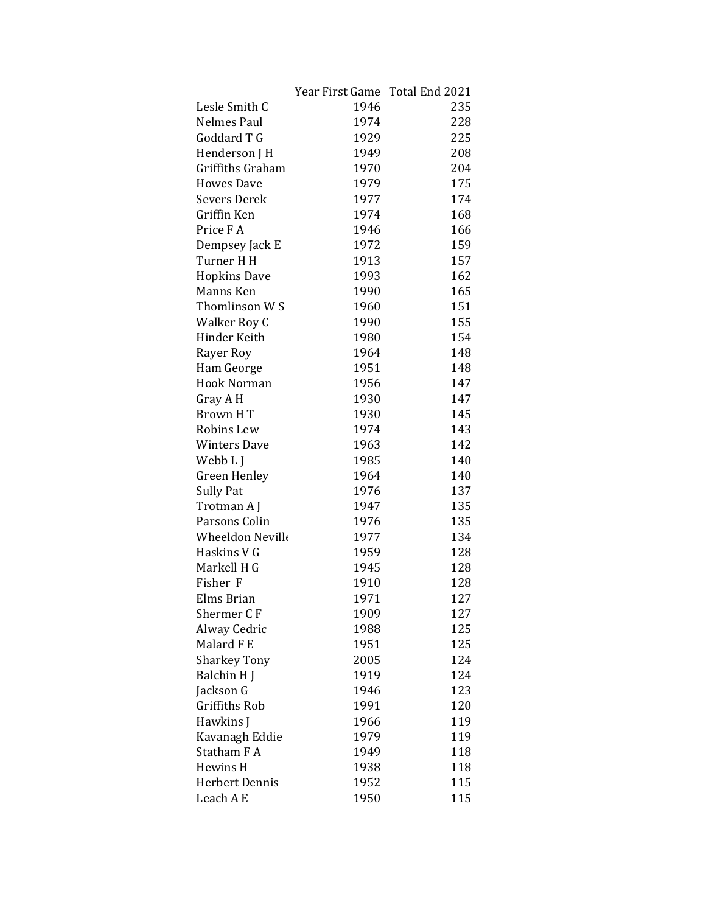| | Year First Game | Total End 2021 |
|---|---|---|
| Lesle Smith C | 1946 | 235 |
| Nelmes Paul | 1974 | 228 |
| Goddard T G | 1929 | 225 |
| Henderson J H | 1949 | 208 |
| Griffiths Graham | 1970 | 204 |
| Howes Dave | 1979 | 175 |
| Severs Derek | 1977 | 174 |
| Griffin Ken | 1974 | 168 |
| Price F A | 1946 | 166 |
| Dempsey Jack E | 1972 | 159 |
| Turner H H | 1913 | 157 |
| Hopkins Dave | 1993 | 162 |
| Manns Ken | 1990 | 165 |
| Thomlinson W S | 1960 | 151 |
| Walker Roy C | 1990 | 155 |
| Hinder Keith | 1980 | 154 |
| Rayer Roy | 1964 | 148 |
| Ham George | 1951 | 148 |
| Hook Norman | 1956 | 147 |
| Gray A H | 1930 | 147 |
| Brown H T | 1930 | 145 |
| Robins Lew | 1974 | 143 |
| Winters Dave | 1963 | 142 |
| Webb L J | 1985 | 140 |
| Green Henley | 1964 | 140 |
| Sully Pat | 1976 | 137 |
| Trotman A J | 1947 | 135 |
| Parsons Colin | 1976 | 135 |
| Wheeldon Neville | 1977 | 134 |
| Haskins V G | 1959 | 128 |
| Markell H G | 1945 | 128 |
| Fisher F | 1910 | 128 |
| Elms Brian | 1971 | 127 |
| Shermer C F | 1909 | 127 |
| Alway Cedric | 1988 | 125 |
| Malard F E | 1951 | 125 |
| Sharkey Tony | 2005 | 124 |
| Balchin H J | 1919 | 124 |
| Jackson G | 1946 | 123 |
| Griffiths Rob | 1991 | 120 |
| Hawkins J | 1966 | 119 |
| Kavanagh Eddie | 1979 | 119 |
| Statham F A | 1949 | 118 |
| Hewins H | 1938 | 118 |
| Herbert Dennis | 1952 | 115 |
| Leach A E | 1950 | 115 |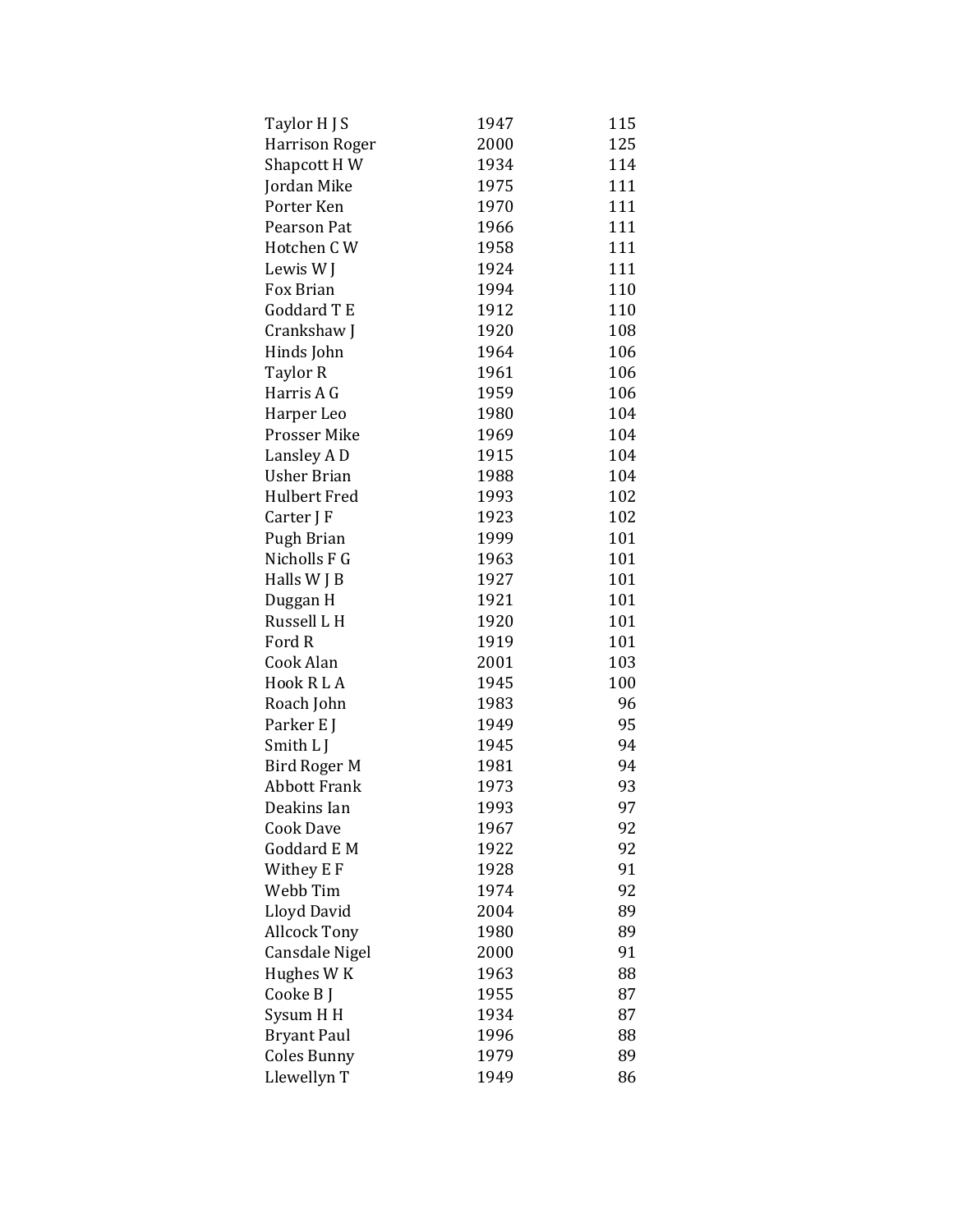| | | |
|---|---|---|
| Taylor H J S | 1947 | 115 |
| Harrison Roger | 2000 | 125 |
| Shapcott H W | 1934 | 114 |
| Jordan Mike | 1975 | 111 |
| Porter Ken | 1970 | 111 |
| Pearson Pat | 1966 | 111 |
| Hotchen C W | 1958 | 111 |
| Lewis W J | 1924 | 111 |
| Fox Brian | 1994 | 110 |
| Goddard T E | 1912 | 110 |
| Crankshaw J | 1920 | 108 |
| Hinds John | 1964 | 106 |
| Taylor R | 1961 | 106 |
| Harris A G | 1959 | 106 |
| Harper Leo | 1980 | 104 |
| Prosser Mike | 1969 | 104 |
| Lansley A D | 1915 | 104 |
| Usher Brian | 1988 | 104 |
| Hulbert Fred | 1993 | 102 |
| Carter J F | 1923 | 102 |
| Pugh Brian | 1999 | 101 |
| Nicholls F G | 1963 | 101 |
| Halls W J B | 1927 | 101 |
| Duggan H | 1921 | 101 |
| Russell L H | 1920 | 101 |
| Ford R | 1919 | 101 |
| Cook Alan | 2001 | 103 |
| Hook R L A | 1945 | 100 |
| Roach John | 1983 | 96 |
| Parker E J | 1949 | 95 |
| Smith L J | 1945 | 94 |
| Bird Roger M | 1981 | 94 |
| Abbott Frank | 1973 | 93 |
| Deakins Ian | 1993 | 97 |
| Cook Dave | 1967 | 92 |
| Goddard E M | 1922 | 92 |
| Withey E F | 1928 | 91 |
| Webb Tim | 1974 | 92 |
| Lloyd David | 2004 | 89 |
| Allcock Tony | 1980 | 89 |
| Cansdale Nigel | 2000 | 91 |
| Hughes W K | 1963 | 88 |
| Cooke B J | 1955 | 87 |
| Sysum H H | 1934 | 87 |
| Bryant Paul | 1996 | 88 |
| Coles Bunny | 1979 | 89 |
| Llewellyn T | 1949 | 86 |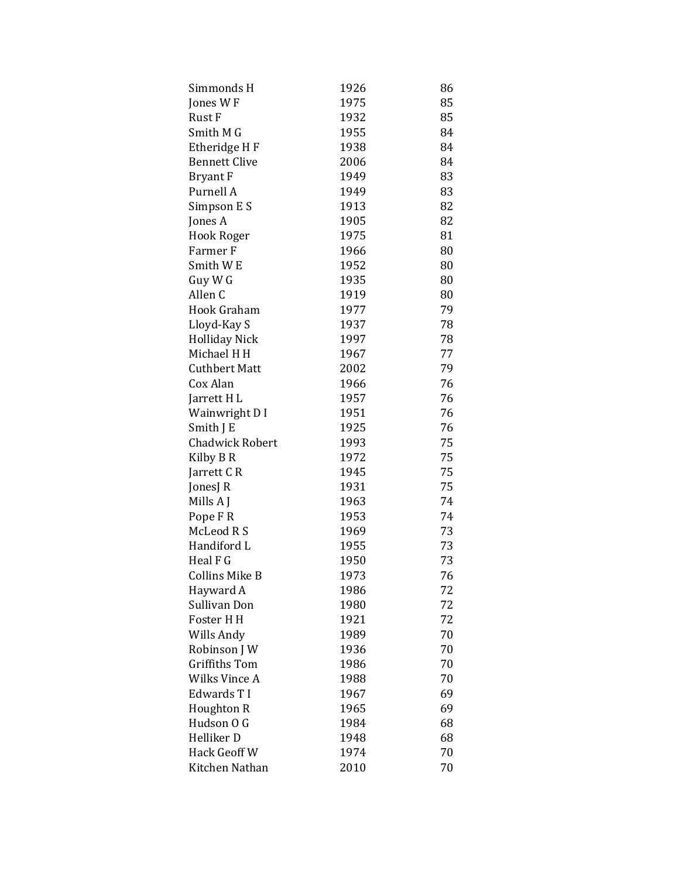| | | |
|---|---|---|
| Simmonds H | 1926 | 86 |
| Jones W F | 1975 | 85 |
| Rust F | 1932 | 85 |
| Smith M G | 1955 | 84 |
| Etheridge H F | 1938 | 84 |
| Bennett Clive | 2006 | 84 |
| Bryant F | 1949 | 83 |
| Purnell A | 1949 | 83 |
| Simpson E S | 1913 | 82 |
| Jones A | 1905 | 82 |
| Hook Roger | 1975 | 81 |
| Farmer F | 1966 | 80 |
| Smith W E | 1952 | 80 |
| Guy W G | 1935 | 80 |
| Allen C | 1919 | 80 |
| Hook Graham | 1977 | 79 |
| Lloyd-Kay S | 1937 | 78 |
| Holliday Nick | 1997 | 78 |
| Michael H H | 1967 | 77 |
| Cuthbert Matt | 2002 | 79 |
| Cox Alan | 1966 | 76 |
| Jarrett H L | 1957 | 76 |
| Wainwright D I | 1951 | 76 |
| Smith J E | 1925 | 76 |
| Chadwick Robert | 1993 | 75 |
| Kilby B R | 1972 | 75 |
| Jarrett C R | 1945 | 75 |
| JonesJ R | 1931 | 75 |
| Mills A J | 1963 | 74 |
| Pope F R | 1953 | 74 |
| McLeod R S | 1969 | 73 |
| Handiford L | 1955 | 73 |
| Heal F G | 1950 | 73 |
| Collins Mike B | 1973 | 76 |
| Hayward A | 1986 | 72 |
| Sullivan Don | 1980 | 72 |
| Foster H H | 1921 | 72 |
| Wills Andy | 1989 | 70 |
| Robinson J W | 1936 | 70 |
| Griffiths Tom | 1986 | 70 |
| Wilks Vince A | 1988 | 70 |
| Edwards T I | 1967 | 69 |
| Houghton R | 1965 | 69 |
| Hudson O G | 1984 | 68 |
| Helliker D | 1948 | 68 |
| Hack Geoff W | 1974 | 70 |
| Kitchen Nathan | 2010 | 70 |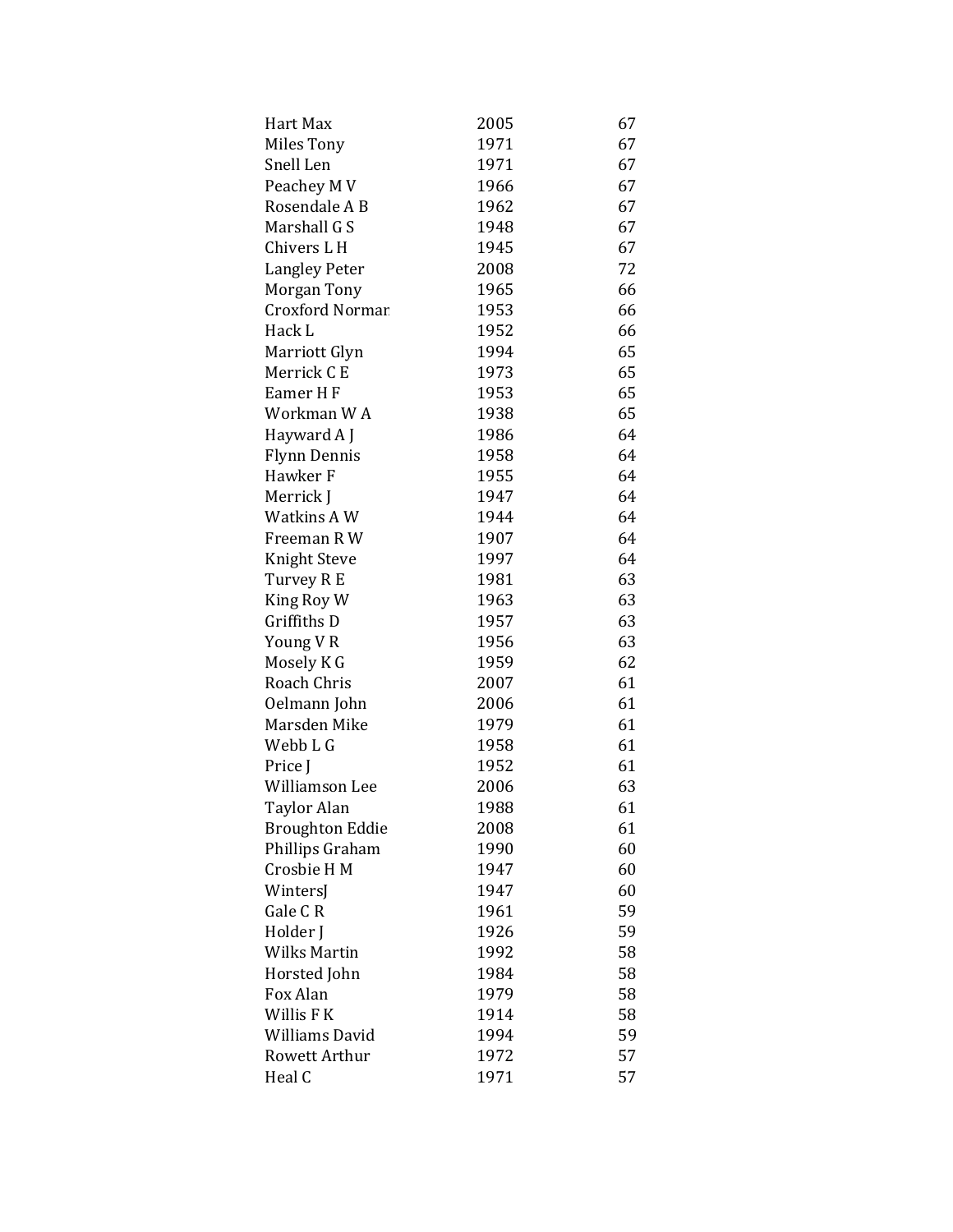| | | |
|---|---|---|
| Hart Max | 2005 | 67 |
| Miles Tony | 1971 | 67 |
| Snell Len | 1971 | 67 |
| Peachey M V | 1966 | 67 |
| Rosendale A B | 1962 | 67 |
| Marshall G S | 1948 | 67 |
| Chivers L H | 1945 | 67 |
| Langley Peter | 2008 | 72 |
| Morgan Tony | 1965 | 66 |
| Croxford Normar | 1953 | 66 |
| Hack L | 1952 | 66 |
| Marriott Glyn | 1994 | 65 |
| Merrick C E | 1973 | 65 |
| Eamer H F | 1953 | 65 |
| Workman W A | 1938 | 65 |
| Hayward A J | 1986 | 64 |
| Flynn Dennis | 1958 | 64 |
| Hawker F | 1955 | 64 |
| Merrick J | 1947 | 64 |
| Watkins A W | 1944 | 64 |
| Freeman R W | 1907 | 64 |
| Knight Steve | 1997 | 64 |
| Turvey R E | 1981 | 63 |
| King Roy W | 1963 | 63 |
| Griffiths D | 1957 | 63 |
| Young V R | 1956 | 63 |
| Mosely K G | 1959 | 62 |
| Roach Chris | 2007 | 61 |
| Oelmann John | 2006 | 61 |
| Marsden Mike | 1979 | 61 |
| Webb L G | 1958 | 61 |
| Price J | 1952 | 61 |
| Williamson Lee | 2006 | 63 |
| Taylor Alan | 1988 | 61 |
| Broughton Eddie | 2008 | 61 |
| Phillips Graham | 1990 | 60 |
| Crosbie H M | 1947 | 60 |
| WintersJ | 1947 | 60 |
| Gale C R | 1961 | 59 |
| Holder J | 1926 | 59 |
| Wilks Martin | 1992 | 58 |
| Horsted John | 1984 | 58 |
| Fox Alan | 1979 | 58 |
| Willis F K | 1914 | 58 |
| Williams David | 1994 | 59 |
| Rowett Arthur | 1972 | 57 |
| Heal C | 1971 | 57 |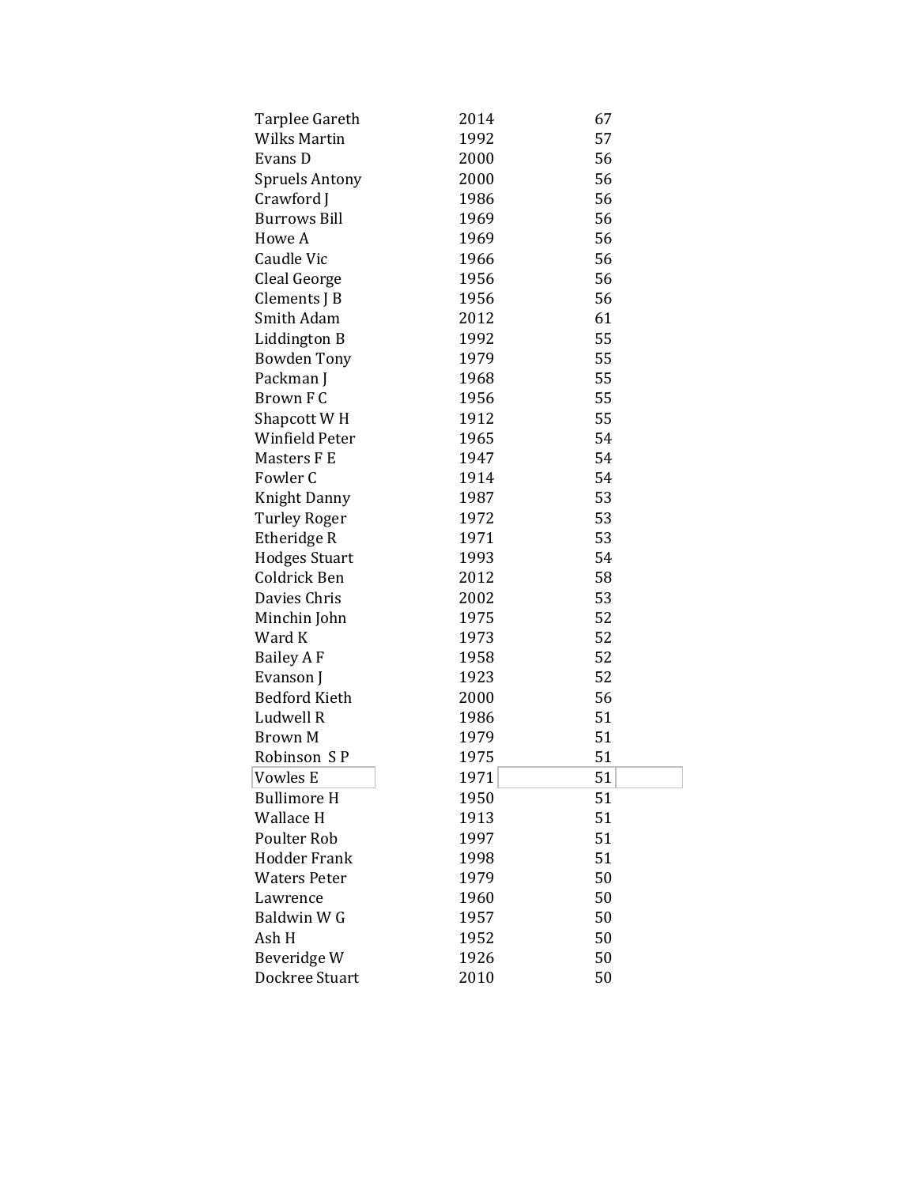| | | |
|---|---|---|
| Tarplee Gareth | 2014 | 67 |
| Wilks Martin | 1992 | 57 |
| Evans D | 2000 | 56 |
| Spruels Antony | 2000 | 56 |
| Crawford J | 1986 | 56 |
| Burrows Bill | 1969 | 56 |
| Howe A | 1969 | 56 |
| Caudle Vic | 1966 | 56 |
| Cleal George | 1956 | 56 |
| Clements J B | 1956 | 56 |
| Smith Adam | 2012 | 61 |
| Liddington B | 1992 | 55 |
| Bowden Tony | 1979 | 55 |
| Packman J | 1968 | 55 |
| Brown F C | 1956 | 55 |
| Shapcott W H | 1912 | 55 |
| Winfield Peter | 1965 | 54 |
| Masters F E | 1947 | 54 |
| Fowler C | 1914 | 54 |
| Knight Danny | 1987 | 53 |
| Turley Roger | 1972 | 53 |
| Etheridge R | 1971 | 53 |
| Hodges Stuart | 1993 | 54 |
| Coldrick Ben | 2012 | 58 |
| Davies Chris | 2002 | 53 |
| Minchin John | 1975 | 52 |
| Ward K | 1973 | 52 |
| Bailey A F | 1958 | 52 |
| Evanson J | 1923 | 52 |
| Bedford Kieth | 2000 | 56 |
| Ludwell R | 1986 | 51 |
| Brown M | 1979 | 51 |
| Robinson S P | 1975 | 51 |
| Vowles E | 1971 | 51 |
| Bullimore H | 1950 | 51 |
| Wallace H | 1913 | 51 |
| Poulter Rob | 1997 | 51 |
| Hodder Frank | 1998 | 51 |
| Waters Peter | 1979 | 50 |
| Lawrence | 1960 | 50 |
| Baldwin W G | 1957 | 50 |
| Ash H | 1952 | 50 |
| Beveridge W | 1926 | 50 |
| Dockree Stuart | 2010 | 50 |